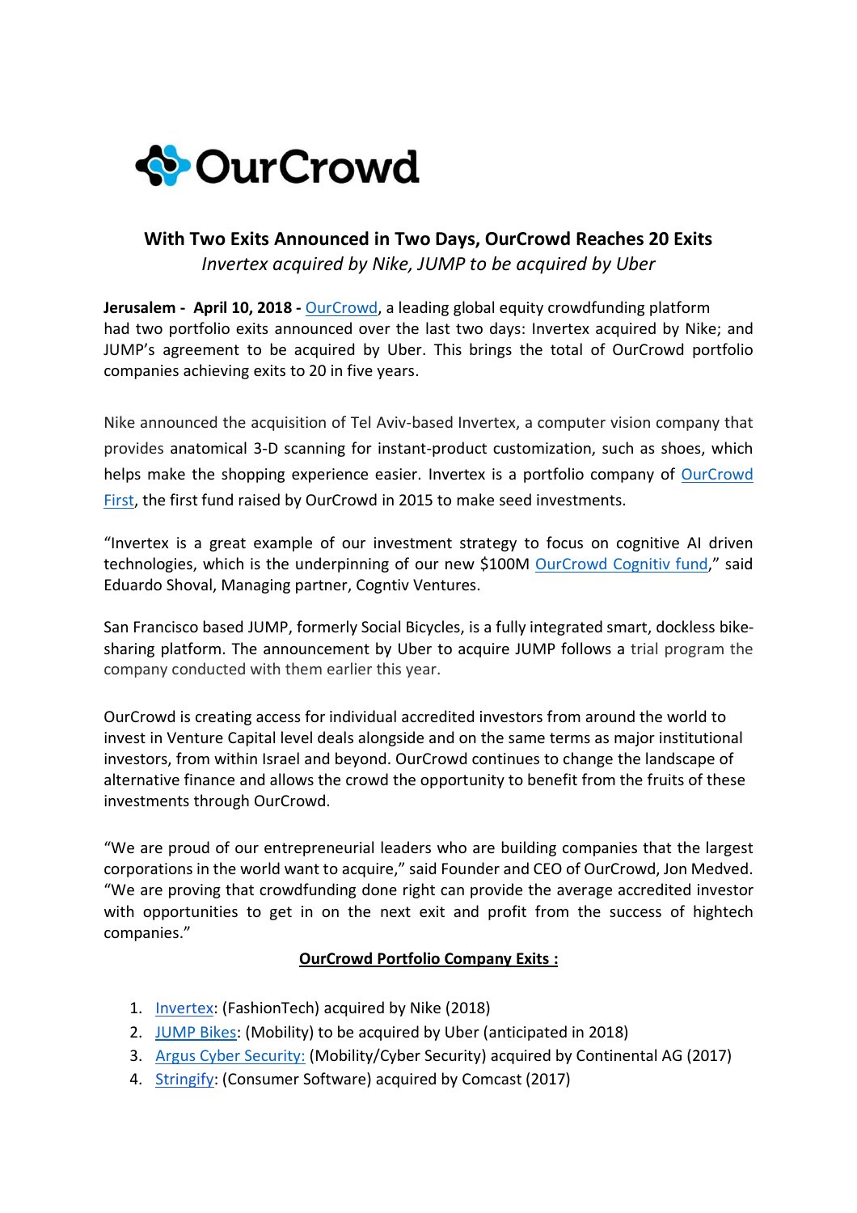OurCrowd

## With Two Exits Announced in Two Days, OurCrowd Reaches 20 Exits

*Invertex acquired by Nike, JUMP to be acquired by Uber*

**Jerusalem - April 10, 2018 -** OurCrowd, a leading global equity crowdfunding platform had two portfolio exits announced over the last two days: Invertex acquired by Nike; and JUMP's agreement to be acquired by Uber. This brings the total of OurCrowd portfolio companies achieving exits to 20 in five years.

Nike announced the acquisition of Tel Aviv-based Invertex, a computer vision company that provides anatomical 3-D scanning for instant-product customization, such as shoes, which helps make the shopping experience easier. Invertex is a portfolio company of OurCrowd First, the first fund raised by OurCrowd in 2015 to make seed investments.

"Invertex is a great example of our investment strategy to focus on cognitive AI driven technologies, which is the underpinning of our new $100M OurCrowd Cognitiv fund," said Eduardo Shoval, Managing partner, Cogntiv Ventures.

San Francisco based JUMP, formerly Social Bicycles, is a fully integrated smart, dockless bike-sharing platform. The announcement by Uber to acquire JUMP follows a trial program the company conducted with them earlier this year.

OurCrowd is creating access for individual accredited investors from around the world to invest in Venture Capital level deals alongside and on the same terms as major institutional investors, from within Israel and beyond. OurCrowd continues to change the landscape of alternative finance and allows the crowd the opportunity to benefit from the fruits of these investments through OurCrowd.

"We are proud of our entrepreneurial leaders who are building companies that the largest corporations in the world want to acquire," said Founder and CEO of OurCrowd, Jon Medved. "We are proving that crowdfunding done right can provide the average accredited investor with opportunities to get in on the next exit and profit from the success of hightech companies."

**OurCrowd Portfolio Company Exits :**

1. Invertex: (FashionTech) acquired by Nike (2018)
2. JUMP Bikes: (Mobility) to be acquired by Uber (anticipated in 2018)
3. Argus Cyber Security: (Mobility/Cyber Security) acquired by Continental AG (2017)
4. Stringify: (Consumer Software) acquired by Comcast (2017)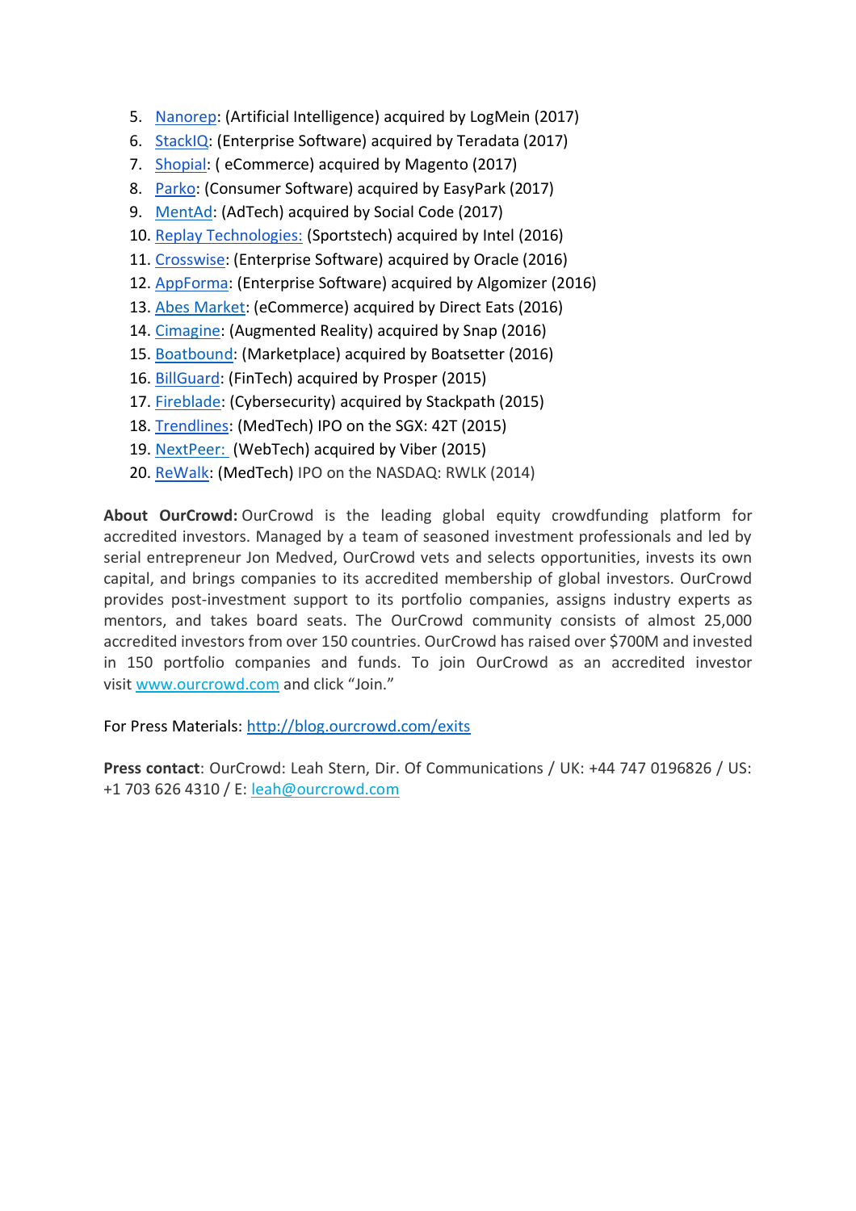5. Nanorep: (Artificial Intelligence) acquired by LogMein (2017)
6. StackIQ: (Enterprise Software) acquired by Teradata (2017)
7. Shopial: ( eCommerce) acquired by Magento (2017)
8. Parko: (Consumer Software) acquired by EasyPark (2017)
9. MentAd: (AdTech) acquired by Social Code (2017)
10. Replay Technologies: (Sportstech) acquired by Intel (2016)
11. Crosswise: (Enterprise Software) acquired by Oracle (2016)
12. AppForma: (Enterprise Software) acquired by Algomizer (2016)
13. Abes Market: (eCommerce) acquired by Direct Eats (2016)
14. Cimagine: (Augmented Reality) acquired by Snap (2016)
15. Boatbound: (Marketplace) acquired by Boatsetter (2016)
16. BillGuard: (FinTech) acquired by Prosper (2015)
17. Fireblade: (Cybersecurity) acquired by Stackpath (2015)
18. Trendlines: (MedTech) IPO on the SGX: 42T (2015)
19. NextPeer: (WebTech) acquired by Viber (2015)
20. ReWalk: (MedTech) IPO on the NASDAQ: RWLK (2014)

**About OurCrowd:** OurCrowd is the leading global equity crowdfunding platform for accredited investors. Managed by a team of seasoned investment professionals and led by serial entrepreneur Jon Medved, OurCrowd vets and selects opportunities, invests its own capital, and brings companies to its accredited membership of global investors. OurCrowd provides post-investment support to its portfolio companies, assigns industry experts as mentors, and takes board seats. The OurCrowd community consists of almost 25,000 accredited investors from over 150 countries. OurCrowd has raised over $700M and invested in 150 portfolio companies and funds. To join OurCrowd as an accredited investor visit www.ourcrowd.com and click "Join."

For Press Materials: http://blog.ourcrowd.com/exits

**Press contact**: OurCrowd: Leah Stern, Dir. Of Communications / UK: +44 747 0196826 / US: +1 703 626 4310 / E: leah@ourcrowd.com